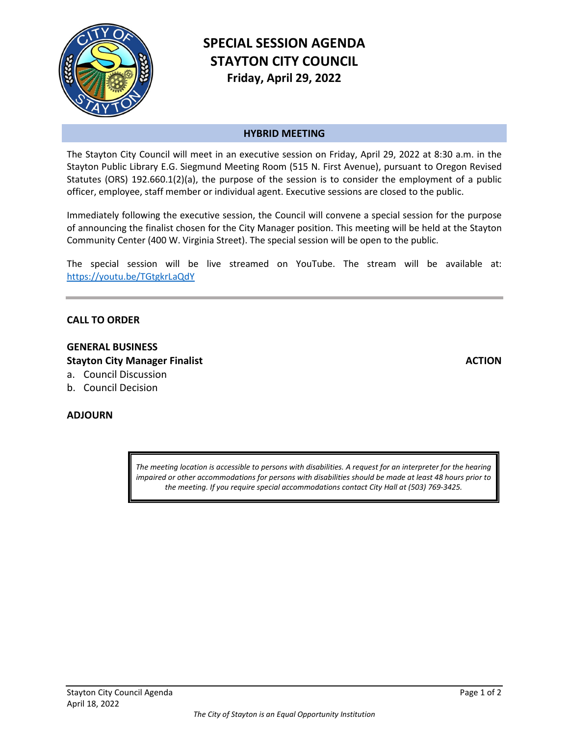# SPECIAL SESSION AGENDA
# STAYTON CITY COUNCIL
## Friday, April 29, 2022

### HYBRID MEETING

The Stayton City Council will meet in an executive session on Friday, April 29, 2022 at 8:30 a.m. in the Stayton Public Library E.G. Siegmund Meeting Room (515 N. First Avenue), pursuant to Oregon Revised Statutes (ORS) 192.660.1(2)(a), the purpose of the session is to consider the employment of a public officer, employee, staff member or individual agent. Executive sessions are closed to the public.

Immediately following the executive session, the Council will convene a special session for the purpose of announcing the finalist chosen for the City Manager position. This meeting will be held at the Stayton Community Center (400 W. Virginia Street). The special session will be open to the public.

The special session will be live streamed on YouTube. The stream will be available at: https://youtu.be/TGtgkrLaQdY

---

**CALL TO ORDER**

**GENERAL BUSINESS**

**Stayton City Manager Finalist** **ACTION**

a. Council Discussion
b. Council Decision

**ADJOURN**

*The meeting location is accessible to persons with disabilities. A request for an interpreter for the hearing impaired or other accommodations for persons with disabilities should be made at least 48 hours prior to the meeting. If you require special accommodations contact City Hall at (503) 769-3425.*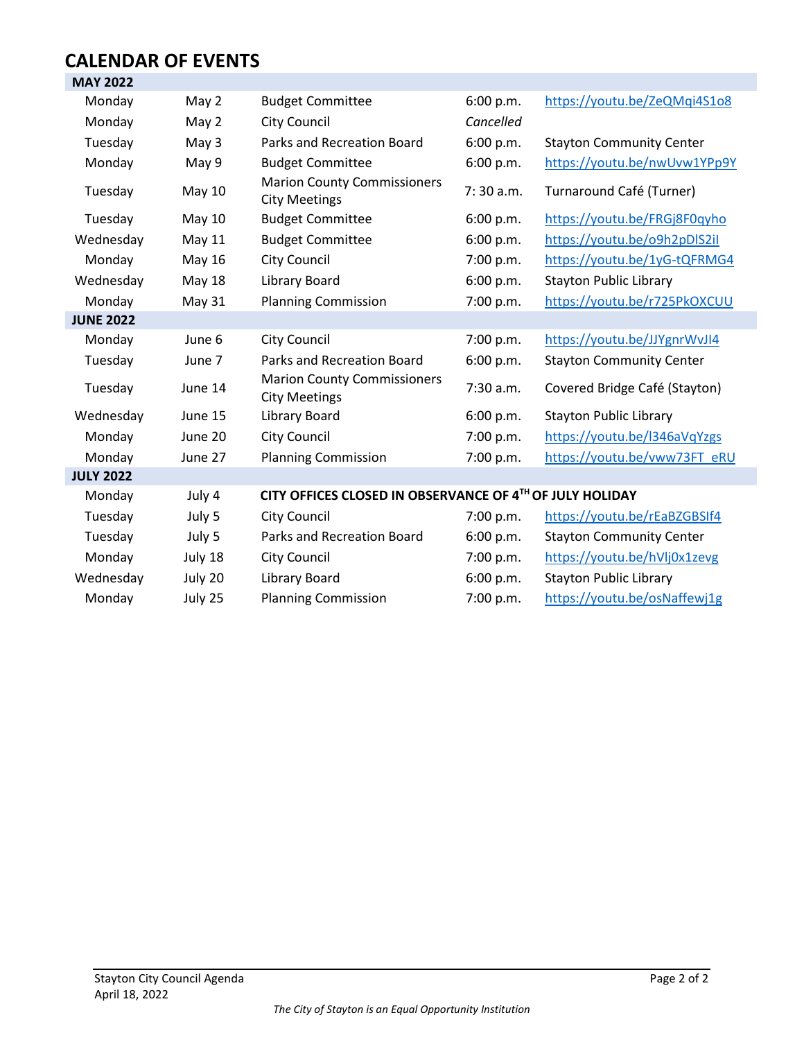# CALENDAR OF EVENTS

| | | | | |
|---|---|---|---|---|
| **MAY 2022** | | | | |
| Monday | May 2 | Budget Committee | 6:00 p.m. | https://youtu.be/ZeQMqi4S1o8 |
| Monday | May 2 | City Council | *Cancelled* | |
| Tuesday | May 3 | Parks and Recreation Board | 6:00 p.m. | Stayton Community Center |
| Monday | May 9 | Budget Committee | 6:00 p.m. | https://youtu.be/nwUvw1YPp9Y |
| Tuesday | May 10 | Marion County Commissioners City Meetings | 7: 30 a.m. | Turnaround Café (Turner) |
| Tuesday | May 10 | Budget Committee | 6:00 p.m. | https://youtu.be/FRGj8F0qyho |
| Wednesday | May 11 | Budget Committee | 6:00 p.m. | https://youtu.be/o9h2pDlS2iI |
| Monday | May 16 | City Council | 7:00 p.m. | https://youtu.be/1yG-tQFRMG4 |
| Wednesday | May 18 | Library Board | 6:00 p.m. | Stayton Public Library |
| Monday | May 31 | Planning Commission | 7:00 p.m. | https://youtu.be/r725PkOXCUU |
| **JUNE 2022** | | | | |
| Monday | June 6 | City Council | 7:00 p.m. | https://youtu.be/JJYgnrWvJI4 |
| Tuesday | June 7 | Parks and Recreation Board | 6:00 p.m. | Stayton Community Center |
| Tuesday | June 14 | Marion County Commissioners City Meetings | 7:30 a.m. | Covered Bridge Café (Stayton) |
| Wednesday | June 15 | Library Board | 6:00 p.m. | Stayton Public Library |
| Monday | June 20 | City Council | 7:00 p.m. | https://youtu.be/l346aVqYzgs |
| Monday | June 27 | Planning Commission | 7:00 p.m. | https://youtu.be/vww73FT_eRU |
| **JULY 2022** | | | | |
| Monday | July 4 | **CITY OFFICES CLOSED IN OBSERVANCE OF 4TH OF JULY HOLIDAY** | | |
| Tuesday | July 5 | City Council | 7:00 p.m. | https://youtu.be/rEaBZGBSIf4 |
| Tuesday | July 5 | Parks and Recreation Board | 6:00 p.m. | Stayton Community Center |
| Monday | July 18 | City Council | 7:00 p.m. | https://youtu.be/hVlj0x1zevg |
| Wednesday | July 20 | Library Board | 6:00 p.m. | Stayton Public Library |
| Monday | July 25 | Planning Commission | 7:00 p.m. | https://youtu.be/osNaffewj1g |

Stayton City Council Agenda
April 18, 2022

*The City of Stayton is an Equal Opportunity Institution*